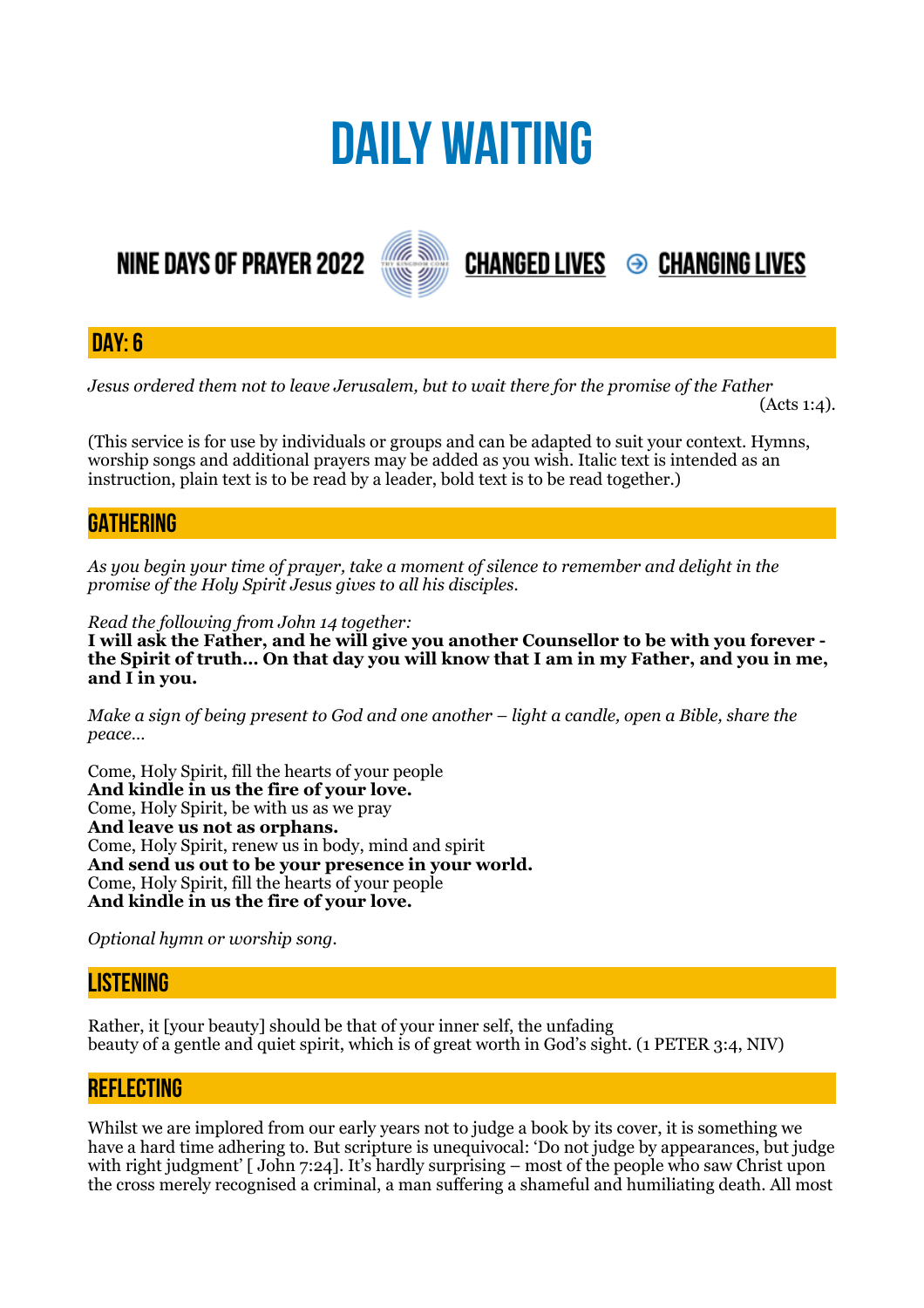# DAILY WAITING

NINE DAYS OF PRAYER 2022 **CHANGED LIVES** ⊝ **CHANGING LIVES**

## DAY: 6

*Jesus ordered them not to leave Jerusalem, but to wait there for the promise of the Father* (Acts 1:4).

(This service is for use by individuals or groups and can be adapted to suit your context. Hymns, worship songs and additional prayers may be added as you wish. Italic text is intended as an instruction, plain text is to be read by a leader, bold text is to be read together.)

## GATHERING

*As you begin your time of prayer, take a moment of silence to remember and delight in the promise of the Holy Spirit Jesus gives to all his disciples.*

*Read the following from John 14 together:*
**I will ask the Father, and he will give you another Counsellor to be with you forever - the Spirit of truth… On that day you will know that I am in my Father, and you in me, and I in you.**

*Make a sign of being present to God and one another – light a candle, open a Bible, share the peace…*

Come, Holy Spirit, fill the hearts of your people
**And kindle in us the fire of your love.**
Come, Holy Spirit, be with us as we pray
**And leave us not as orphans.**
Come, Holy Spirit, renew us in body, mind and spirit
**And send us out to be your presence in your world.**
Come, Holy Spirit, fill the hearts of your people
**And kindle in us the fire of your love.**

*Optional hymn or worship song.*

## LISTENING

Rather, it [your beauty] should be that of your inner self, the unfading beauty of a gentle and quiet spirit, which is of great worth in God's sight. (1 PETER 3:4, NIV)

## REFLECTING

Whilst we are implored from our early years not to judge a book by its cover, it is something we have a hard time adhering to. But scripture is unequivocal: 'Do not judge by appearances, but judge with right judgment' [ John 7:24]. It's hardly surprising – most of the people who saw Christ upon the cross merely recognised a criminal, a man suffering a shameful and humiliating death. All most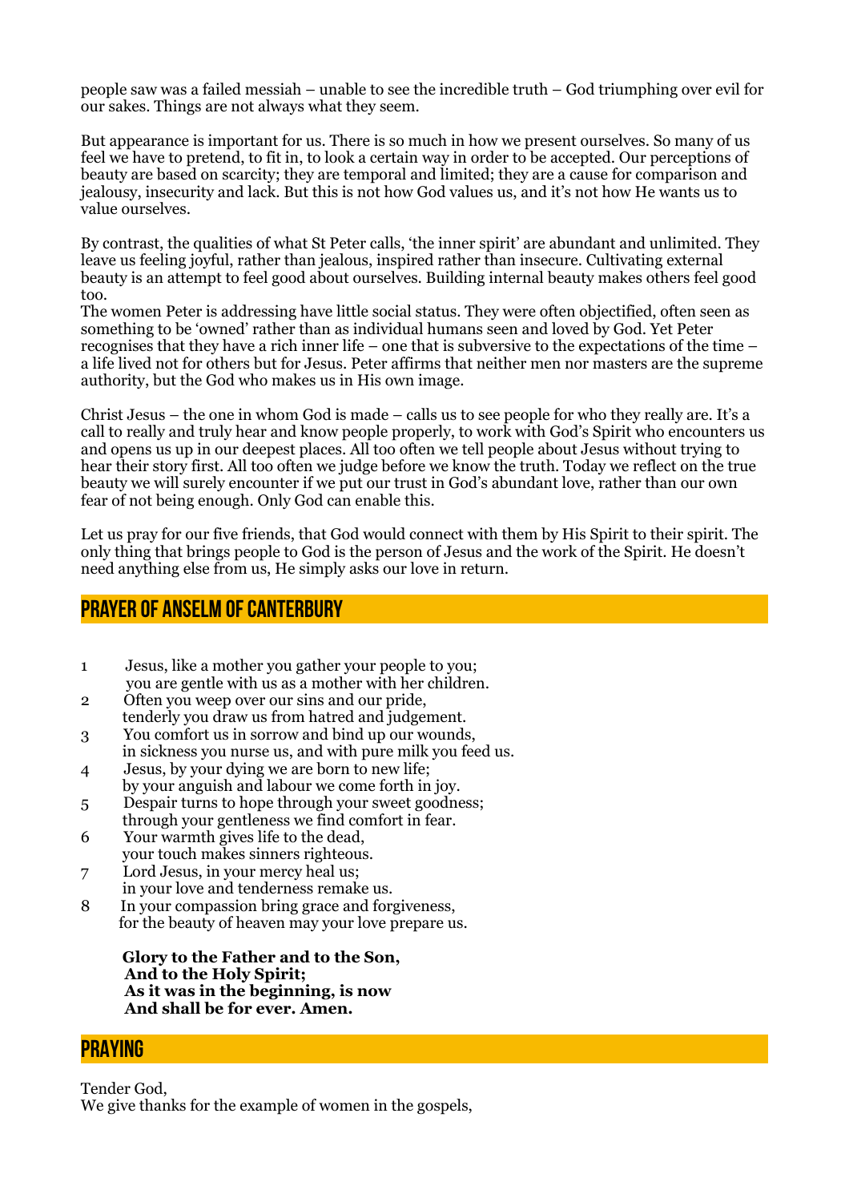people saw was a failed messiah – unable to see the incredible truth – God triumphing over evil for our sakes. Things are not always what they seem.

But appearance is important for us. There is so much in how we present ourselves. So many of us feel we have to pretend, to fit in, to look a certain way in order to be accepted. Our perceptions of beauty are based on scarcity; they are temporal and limited; they are a cause for comparison and jealousy, insecurity and lack. But this is not how God values us, and it's not how He wants us to value ourselves.

By contrast, the qualities of what St Peter calls, 'the inner spirit' are abundant and unlimited. They leave us feeling joyful, rather than jealous, inspired rather than insecure. Cultivating external beauty is an attempt to feel good about ourselves. Building internal beauty makes others feel good too.
The women Peter is addressing have little social status. They were often objectified, often seen as something to be 'owned' rather than as individual humans seen and loved by God. Yet Peter recognises that they have a rich inner life – one that is subversive to the expectations of the time – a life lived not for others but for Jesus. Peter affirms that neither men nor masters are the supreme authority, but the God who makes us in His own image.

Christ Jesus – the one in whom God is made – calls us to see people for who they really are. It's a call to really and truly hear and know people properly, to work with God's Spirit who encounters us and opens us up in our deepest places. All too often we tell people about Jesus without trying to hear their story first. All too often we judge before we know the truth. Today we reflect on the true beauty we will surely encounter if we put our trust in God's abundant love, rather than our own fear of not being enough. Only God can enable this.

Let us pray for our five friends, that God would connect with them by His Spirit to their spirit. The only thing that brings people to God is the person of Jesus and the work of the Spirit. He doesn't need anything else from us, He simply asks our love in return.

## PRAYER OF ANSELM OF CANTERBURY

1 Jesus, like a mother you gather your people to you;
you are gentle with us as a mother with her children.
2 Often you weep over our sins and our pride,
tenderly you draw us from hatred and judgement.
3 You comfort us in sorrow and bind up our wounds,
in sickness you nurse us, and with pure milk you feed us.
4 Jesus, by your dying we are born to new life;
by your anguish and labour we come forth in joy.
5 Despair turns to hope through your sweet goodness;
through your gentleness we find comfort in fear.
6 Your warmth gives life to the dead,
your touch makes sinners righteous.
7 Lord Jesus, in your mercy heal us;
in your love and tenderness remake us.
8 In your compassion bring grace and forgiveness,
for the beauty of heaven may your love prepare us.

**Glory to the Father and to the Son,**
**And to the Holy Spirit;**
**As it was in the beginning, is now**
**And shall be for ever. Amen.**

## PRAYING

Tender God,
We give thanks for the example of women in the gospels,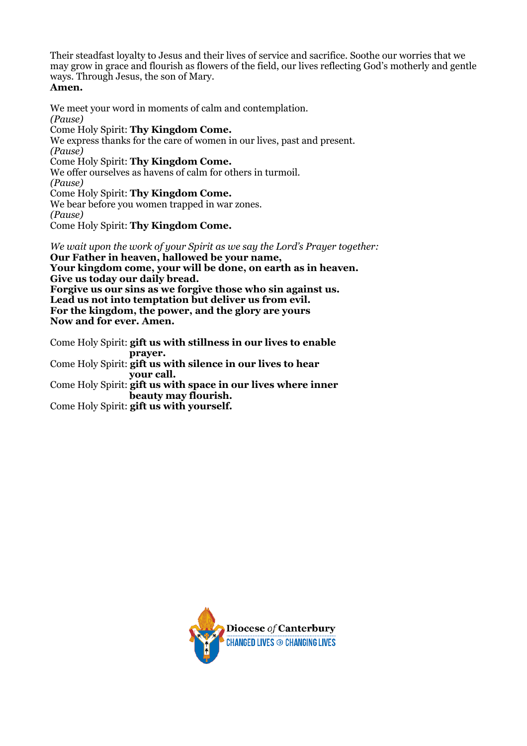Their steadfast loyalty to Jesus and their lives of service and sacrifice. Soothe our worries that we may grow in grace and flourish as flowers of the field, our lives reflecting God's motherly and gentle ways. Through Jesus, the son of Mary.
**Amen.**

We meet your word in moments of calm and contemplation.
*(Pause)*
Come Holy Spirit: **Thy Kingdom Come.**
We express thanks for the care of women in our lives, past and present.
*(Pause)*
Come Holy Spirit: **Thy Kingdom Come.**
We offer ourselves as havens of calm for others in turmoil.
*(Pause)*
Come Holy Spirit: **Thy Kingdom Come.**
We bear before you women trapped in war zones.
*(Pause)*
Come Holy Spirit: **Thy Kingdom Come.**

*We wait upon the work of your Spirit as we say the Lord's Prayer together:*
**Our Father in heaven, hallowed be your name,**
**Your kingdom come, your will be done, on earth as in heaven.**
**Give us today our daily bread.**
**Forgive us our sins as we forgive those who sin against us.**
**Lead us not into temptation but deliver us from evil.**
**For the kingdom, the power, and the glory are yours**
**Now and for ever. Amen.**

Come Holy Spirit: **gift us with stillness in our lives to enable prayer.**
Come Holy Spirit: **gift us with silence in our lives to hear your call.**
Come Holy Spirit: **gift us with space in our lives where inner beauty may flourish.**
Come Holy Spirit: **gift us with yourself.**

Diocese *of* Canterbury
CHANGED LIVES CHANGING LIVES